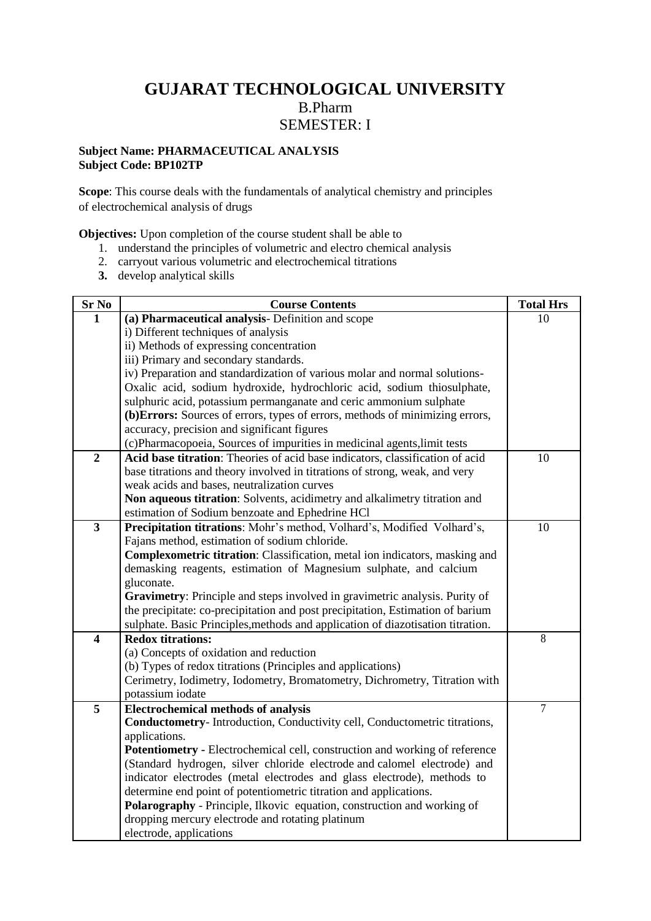# GUJARAT TECHNOLOGICAL UNIVERSITY

## B.Pharm

## SEMESTER: I

**Subject Name: PHARMACEUTICAL ANALYSIS**
**Subject Code: BP102TP**

**Scope**: This course deals with the fundamentals of analytical chemistry and principles of electrochemical analysis of drugs

**Objectives:** Upon completion of the course student shall be able to

1. understand the principles of volumetric and electro chemical analysis
2. carryout various volumetric and electrochemical titrations
3. develop analytical skills

| Sr No | Course Contents | Total Hrs |
|---|---|---|
| **1** | **(a) Pharmaceutical analysis**- Definition and scope<br>i) Different techniques of analysis<br>ii) Methods of expressing concentration<br>iii) Primary and secondary standards.<br>iv) Preparation and standardization of various molar and normal solutions- Oxalic acid, sodium hydroxide, hydrochloric acid, sodium thiosulphate, sulphuric acid, potassium permanganate and ceric ammonium sulphate<br>**(b)Errors:** Sources of errors, types of errors, methods of minimizing errors, accuracy, precision and significant figures<br>(c)Pharmacopoeia, Sources of impurities in medicinal agents,limit tests | 10 |
| **2** | **Acid base titration**: Theories of acid base indicators, classification of acid base titrations and theory involved in titrations of strong, weak, and very weak acids and bases, neutralization curves<br>**Non aqueous titration**: Solvents, acidimetry and alkalimetry titration and estimation of Sodium benzoate and Ephedrine HCl | 10 |
| **3** | **Precipitation titrations**: Mohr's method, Volhard's, Modified Volhard's, Fajans method, estimation of sodium chloride.<br>**Complexometric titration**: Classification, metal ion indicators, masking and demasking reagents, estimation of Magnesium sulphate, and calcium gluconate.<br>**Gravimetry**: Principle and steps involved in gravimetric analysis. Purity of the precipitate: co-precipitation and post precipitation, Estimation of barium sulphate. Basic Principles,methods and application of diazotisation titration. | 10 |
| **4** | **Redox titrations:**<br>(a) Concepts of oxidation and reduction<br>(b) Types of redox titrations (Principles and applications)<br>Cerimetry, Iodimetry, Iodometry, Bromatometry, Dichrometry, Titration with potassium iodate | 8 |
| **5** | **Electrochemical methods of analysis**<br>**Conductometry**- Introduction, Conductivity cell, Conductometric titrations, applications.<br>**Potentiometry -** Electrochemical cell, construction and working of reference (Standard hydrogen, silver chloride electrode and calomel electrode) and indicator electrodes (metal electrodes and glass electrode), methods to determine end point of potentiometric titration and applications.<br>**Polarography** - Principle, Ilkovic equation, construction and working of dropping mercury electrode and rotating platinum electrode, applications | 7 |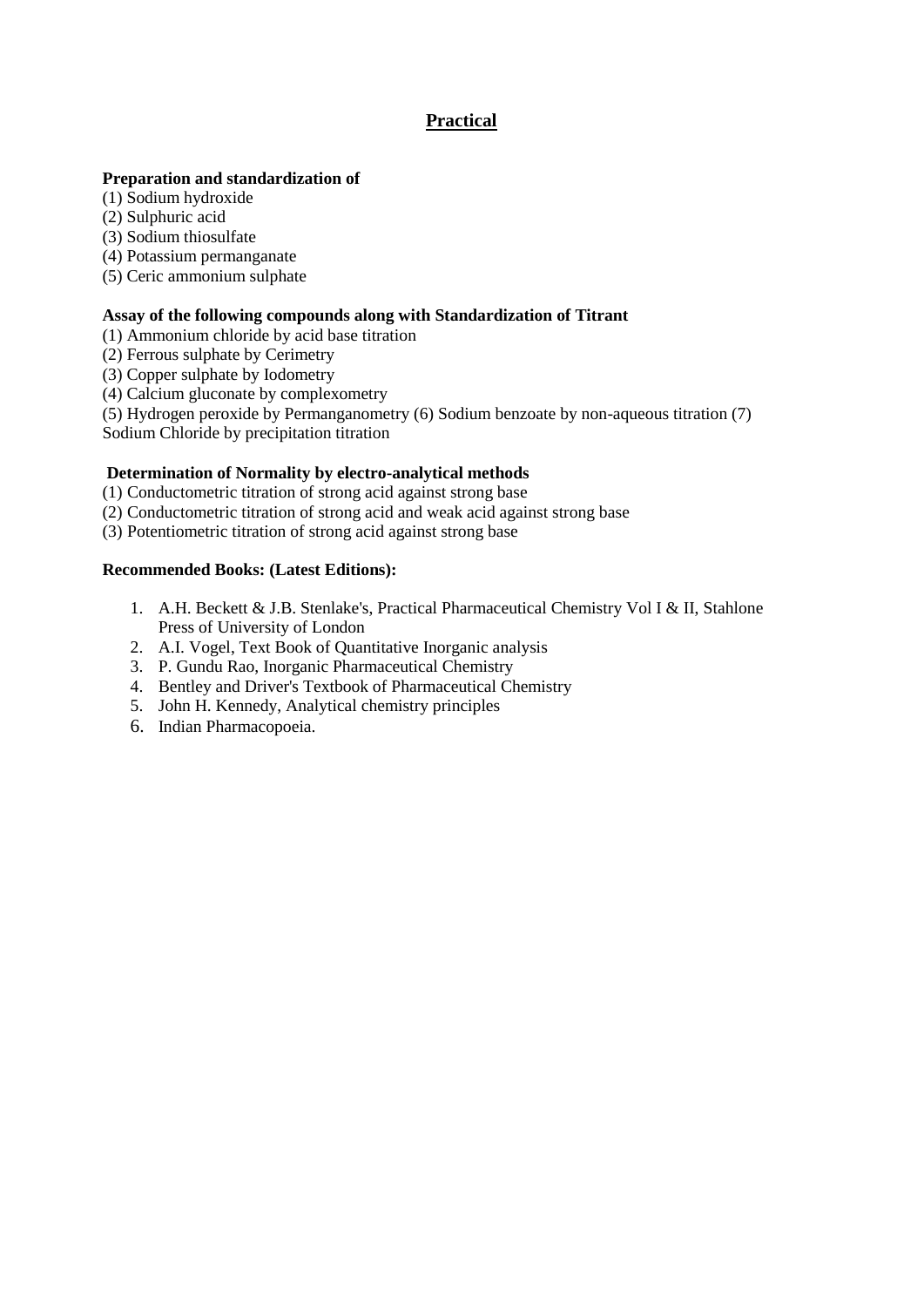## Practical

**Preparation and standardization of**

(1) Sodium hydroxide
(2) Sulphuric acid
(3) Sodium thiosulfate
(4) Potassium permanganate
(5) Ceric ammonium sulphate

**Assay of the following compounds along with Standardization of Titrant**

(1) Ammonium chloride by acid base titration
(2) Ferrous sulphate by Cerimetry
(3) Copper sulphate by Iodometry
(4) Calcium gluconate by complexometry
(5) Hydrogen peroxide by Permanganometry (6) Sodium benzoate by non-aqueous titration (7) Sodium Chloride by precipitation titration

**Determination of Normality by electro-analytical methods**

(1) Conductometric titration of strong acid against strong base
(2) Conductometric titration of strong acid and weak acid against strong base
(3) Potentiometric titration of strong acid against strong base

**Recommended Books: (Latest Editions):**

1. A.H. Beckett & J.B. Stenlake's, Practical Pharmaceutical Chemistry Vol I & II, Stahlone Press of University of London
2. A.I. Vogel, Text Book of Quantitative Inorganic analysis
3. P. Gundu Rao, Inorganic Pharmaceutical Chemistry
4. Bentley and Driver's Textbook of Pharmaceutical Chemistry
5. John H. Kennedy, Analytical chemistry principles
6. Indian Pharmacopoeia.